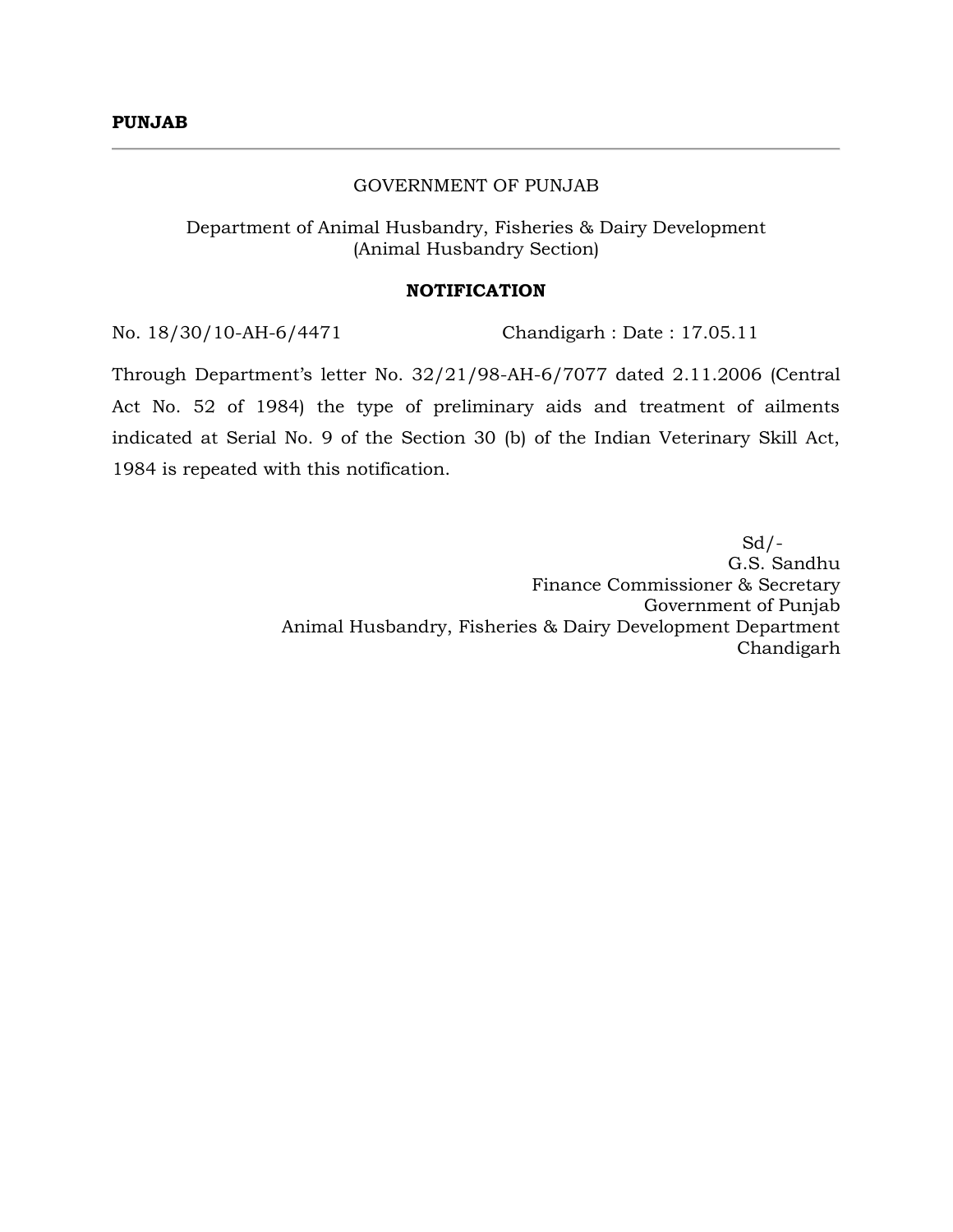**PUNJAB**

---

GOVERNMENT OF PUNJAB

Department of Animal Husbandry, Fisheries & Dairy Development
(Animal Husbandry Section)

**NOTIFICATION**

No. 18/30/10-AH-6/4471 Chandigarh : Date : 17.05.11

Through Department's letter No. 32/21/98-AH-6/7077 dated 2.11.2006 (Central Act No. 52 of 1984) the type of preliminary aids and treatment of ailments indicated at Serial No. 9 of the Section 30 (b) of the Indian Veterinary Skill Act, 1984 is repeated with this notification.

Sd/-
G.S. Sandhu
Finance Commissioner & Secretary
Government of Punjab
Animal Husbandry, Fisheries & Dairy Development Department
Chandigarh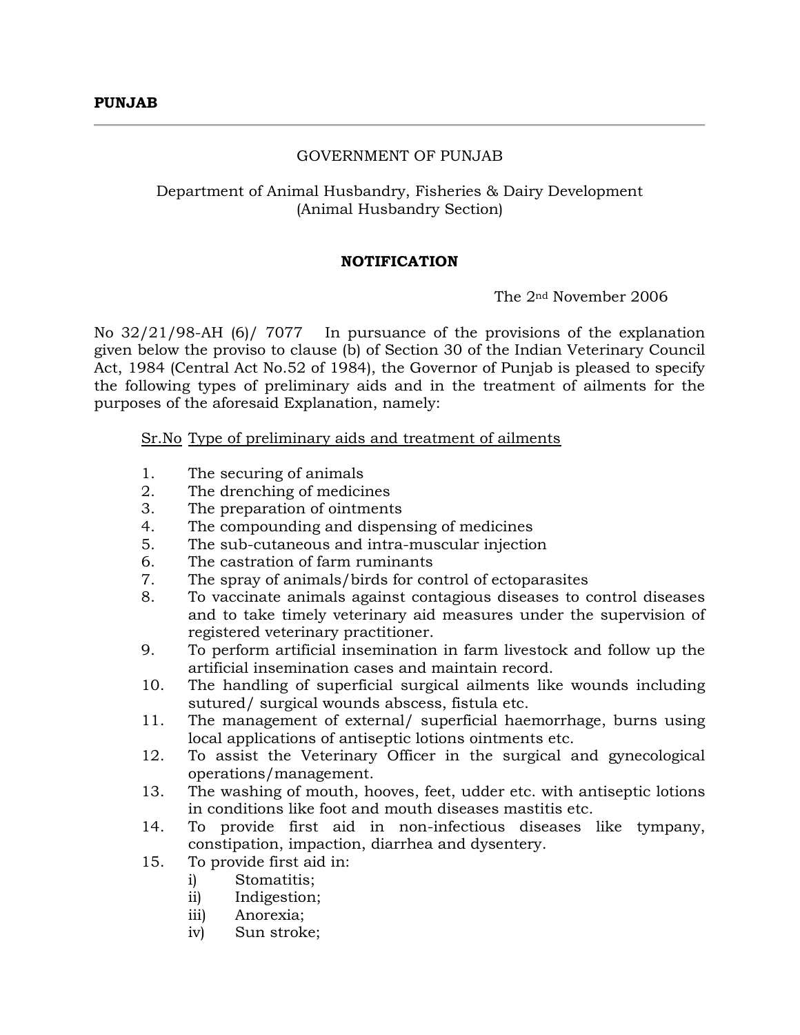**PUNJAB**

---

GOVERNMENT OF PUNJAB

Department of Animal Husbandry, Fisheries & Dairy Development
(Animal Husbandry Section)

**NOTIFICATION**

The 2nd November 2006

No 32/21/98-AH (6)/ 7077 In pursuance of the provisions of the explanation given below the proviso to clause (b) of Section 30 of the Indian Veterinary Council Act, 1984 (Central Act No.52 of 1984), the Governor of Punjab is pleased to specify the following types of preliminary aids and in the treatment of ailments for the purposes of the aforesaid Explanation, namely:

<u>Sr.No</u> <u>Type of preliminary aids and treatment of ailments</u>

1. The securing of animals
2. The drenching of medicines
3. The preparation of ointments
4. The compounding and dispensing of medicines
5. The sub-cutaneous and intra-muscular injection
6. The castration of farm ruminants
7. The spray of animals/birds for control of ectoparasites
8. To vaccinate animals against contagious diseases to control diseases and to take timely veterinary aid measures under the supervision of registered veterinary practitioner.
9. To perform artificial insemination in farm livestock and follow up the artificial insemination cases and maintain record.
10. The handling of superficial surgical ailments like wounds including sutured/ surgical wounds abscess, fistula etc.
11. The management of external/ superficial haemorrhage, burns using local applications of antiseptic lotions ointments etc.
12. To assist the Veterinary Officer in the surgical and gynecological operations/management.
13. The washing of mouth, hooves, feet, udder etc. with antiseptic lotions in conditions like foot and mouth diseases mastitis etc.
14. To provide first aid in non-infectious diseases like tympany, constipation, impaction, diarrhea and dysentery.
15. To provide first aid in:
    - i) Stomatitis;
    - ii) Indigestion;
    - iii) Anorexia;
    - iv) Sun stroke;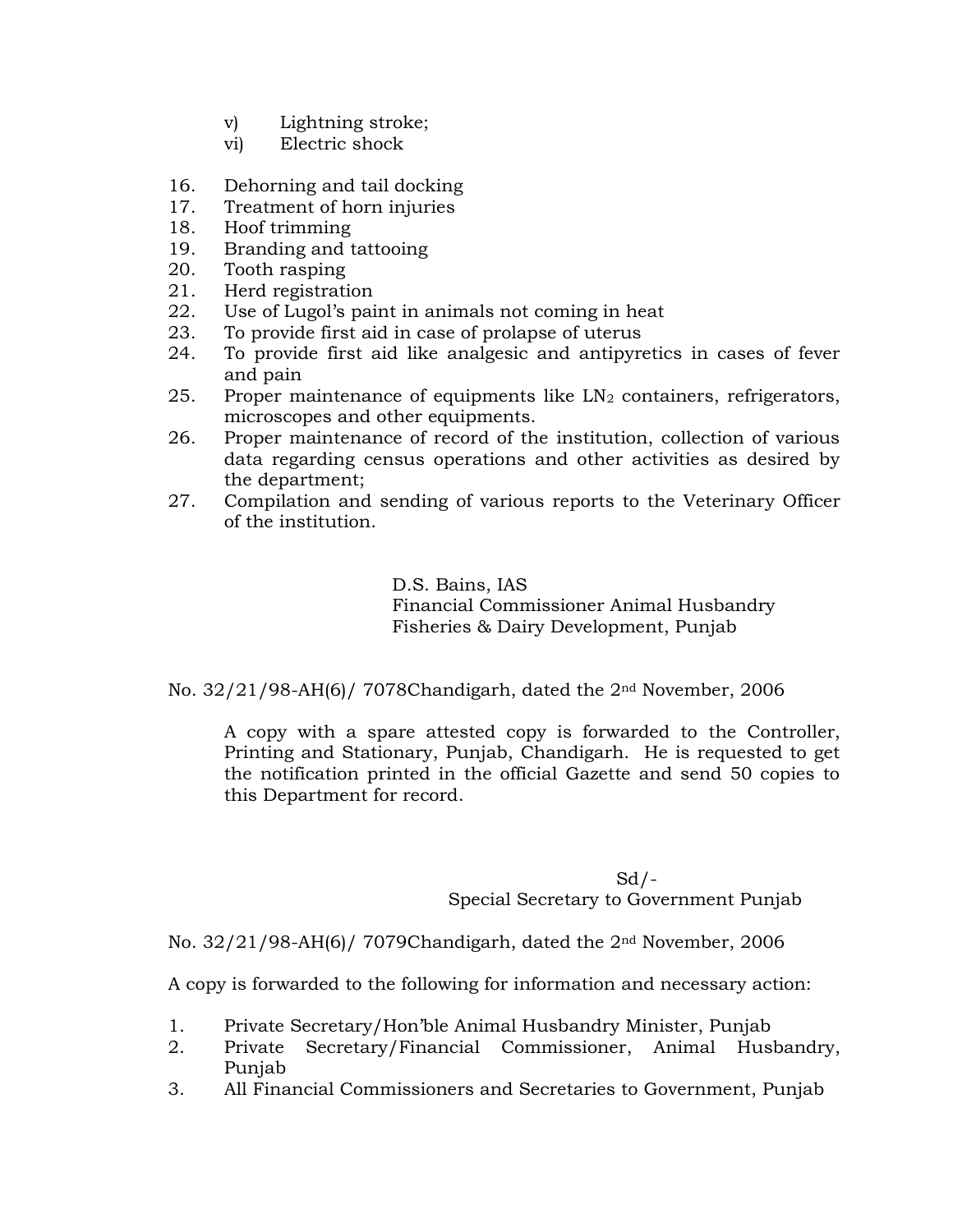v) Lightning stroke;
vi) Electric shock

16. Dehorning and tail docking
17. Treatment of horn injuries
18. Hoof trimming
19. Branding and tattooing
20. Tooth rasping
21. Herd registration
22. Use of Lugol's paint in animals not coming in heat
23. To provide first aid in case of prolapse of uterus
24. To provide first aid like analgesic and antipyretics in cases of fever and pain
25. Proper maintenance of equipments like $LN_2$ containers, refrigerators, microscopes and other equipments.
26. Proper maintenance of record of the institution, collection of various data regarding census operations and other activities as desired by the department;
27. Compilation and sending of various reports to the Veterinary Officer of the institution.

D.S. Bains, IAS
Financial Commissioner Animal Husbandry
Fisheries & Dairy Development, Punjab

No. 32/21/98-AH(6)/ 7078Chandigarh, dated the 2nd November, 2006

A copy with a spare attested copy is forwarded to the Controller, Printing and Stationary, Punjab, Chandigarh. He is requested to get the notification printed in the official Gazette and send 50 copies to this Department for record.

Sd/-
Special Secretary to Government Punjab

No. 32/21/98-AH(6)/ 7079Chandigarh, dated the 2nd November, 2006

A copy is forwarded to the following for information and necessary action:

1. Private Secretary/Hon'ble Animal Husbandry Minister, Punjab
2. Private Secretary/Financial Commissioner, Animal Husbandry, Punjab
3. All Financial Commissioners and Secretaries to Government, Punjab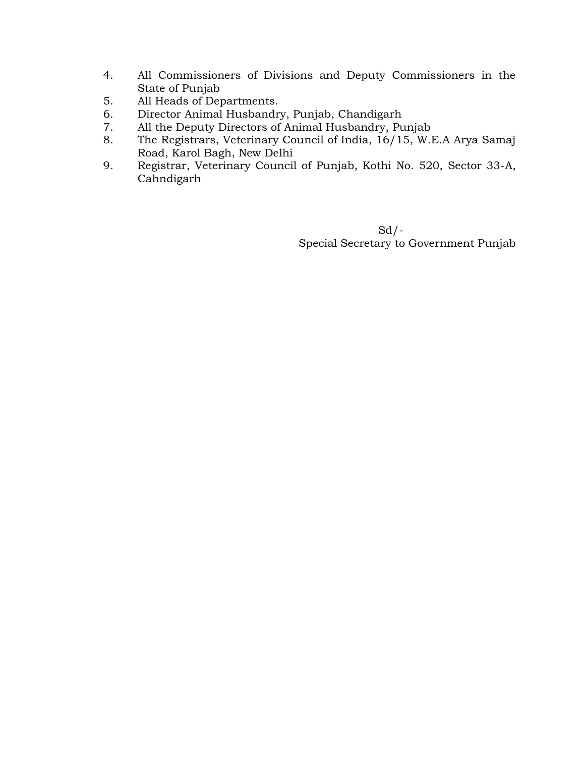4. All Commissioners of Divisions and Deputy Commissioners in the State of Punjab
5. All Heads of Departments.
6. Director Animal Husbandry, Punjab, Chandigarh
7. All the Deputy Directors of Animal Husbandry, Punjab
8. The Registrars, Veterinary Council of India, 16/15, W.E.A Arya Samaj Road, Karol Bagh, New Delhi
9. Registrar, Veterinary Council of Punjab, Kothi No. 520, Sector 33-A, Cahndigarh

Sd/-
Special Secretary to Government Punjab